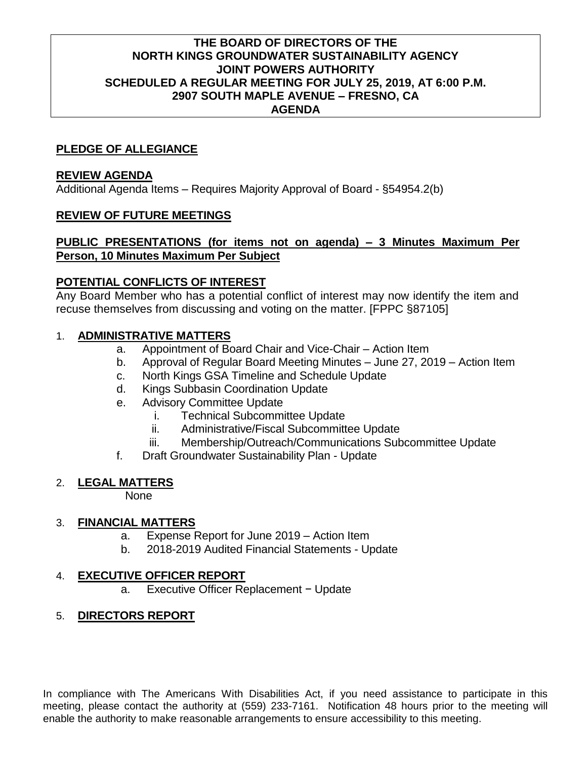**THE BOARD OF DIRECTORS OF THE**
**NORTH KINGS GROUNDWATER SUSTAINABILITY AGENCY**
**JOINT POWERS AUTHORITY**
**SCHEDULED A REGULAR MEETING FOR JULY 25, 2019, AT 6:00 P.M.**
**2907 SOUTH MAPLE AVENUE – FRESNO, CA**
**AGENDA**

## PLEDGE OF ALLEGIANCE

## REVIEW AGENDA

Additional Agenda Items – Requires Majority Approval of Board - §54954.2(b)

## REVIEW OF FUTURE MEETINGS

## PUBLIC PRESENTATIONS (for items not on agenda) – 3 Minutes Maximum Per Person, 10 Minutes Maximum Per Subject

## POTENTIAL CONFLICTS OF INTEREST

Any Board Member who has a potential conflict of interest may now identify the item and recuse themselves from discussing and voting on the matter. [FPPC §87105]

1. **ADMINISTRATIVE MATTERS**
   a. Appointment of Board Chair and Vice-Chair – Action Item
   b. Approval of Regular Board Meeting Minutes – June 27, 2019 – Action Item
   c. North Kings GSA Timeline and Schedule Update
   d. Kings Subbasin Coordination Update
   e. Advisory Committee Update
      i. Technical Subcommittee Update
      ii. Administrative/Fiscal Subcommittee Update
      iii. Membership/Outreach/Communications Subcommittee Update
   f. Draft Groundwater Sustainability Plan - Update

2. **LEGAL MATTERS**
   None

3. **FINANCIAL MATTERS**
   a. Expense Report for June 2019 – Action Item
   b. 2018-2019 Audited Financial Statements - Update

4. **EXECUTIVE OFFICER REPORT**
   a. Executive Officer Replacement − Update

5. **DIRECTORS REPORT**

In compliance with The Americans With Disabilities Act, if you need assistance to participate in this meeting, please contact the authority at (559) 233-7161. Notification 48 hours prior to the meeting will enable the authority to make reasonable arrangements to ensure accessibility to this meeting.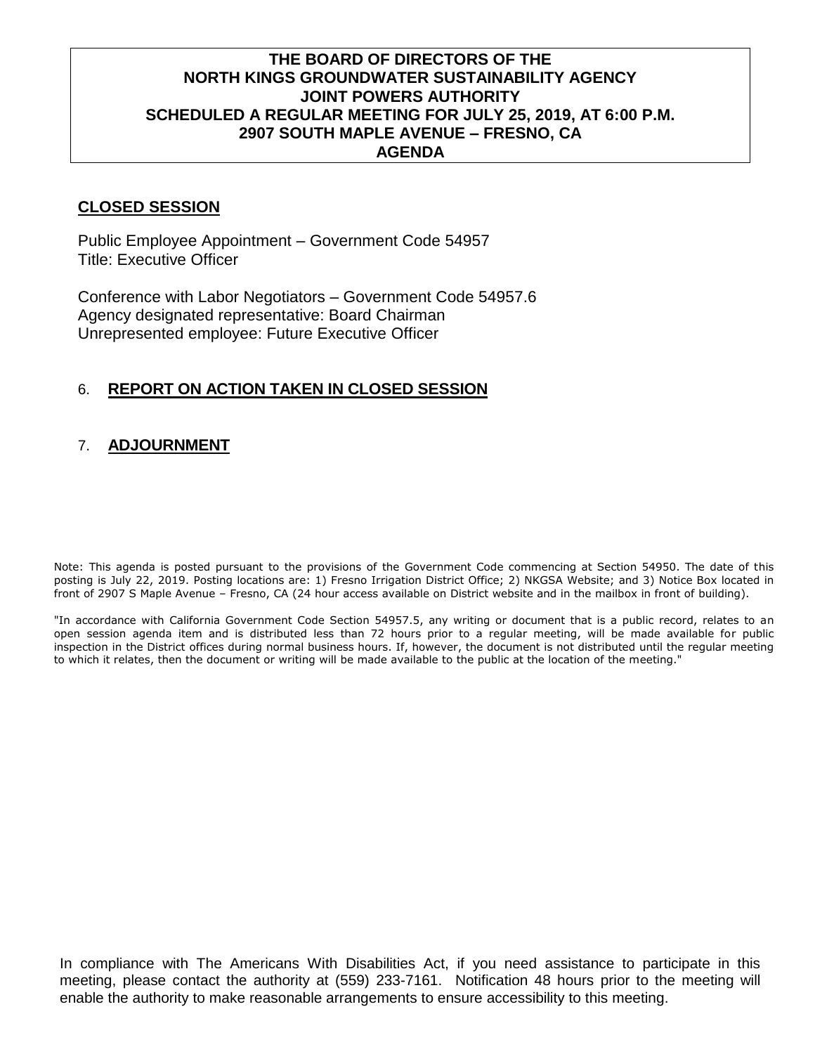# THE BOARD OF DIRECTORS OF THE NORTH KINGS GROUNDWATER SUSTAINABILITY AGENCY JOINT POWERS AUTHORITY SCHEDULED A REGULAR MEETING FOR JULY 25, 2019, AT 6:00 P.M. 2907 SOUTH MAPLE AVENUE – FRESNO, CA AGENDA

**CLOSED SESSION**

Public Employee Appointment – Government Code 54957
Title: Executive Officer

Conference with Labor Negotiators – Government Code 54957.6
Agency designated representative: Board Chairman
Unrepresented employee: Future Executive Officer

6. **REPORT ON ACTION TAKEN IN CLOSED SESSION**

7. **ADJOURNMENT**

Note: This agenda is posted pursuant to the provisions of the Government Code commencing at Section 54950. The date of this posting is July 22, 2019. Posting locations are: 1) Fresno Irrigation District Office; 2) NKGSA Website; and 3) Notice Box located in front of 2907 S Maple Avenue – Fresno, CA (24 hour access available on District website and in the mailbox in front of building).

"In accordance with California Government Code Section 54957.5, any writing or document that is a public record, relates to an open session agenda item and is distributed less than 72 hours prior to a regular meeting, will be made available for public inspection in the District offices during normal business hours. If, however, the document is not distributed until the regular meeting to which it relates, then the document or writing will be made available to the public at the location of the meeting."

In compliance with The Americans With Disabilities Act, if you need assistance to participate in this meeting, please contact the authority at (559) 233-7161. Notification 48 hours prior to the meeting will enable the authority to make reasonable arrangements to ensure accessibility to this meeting.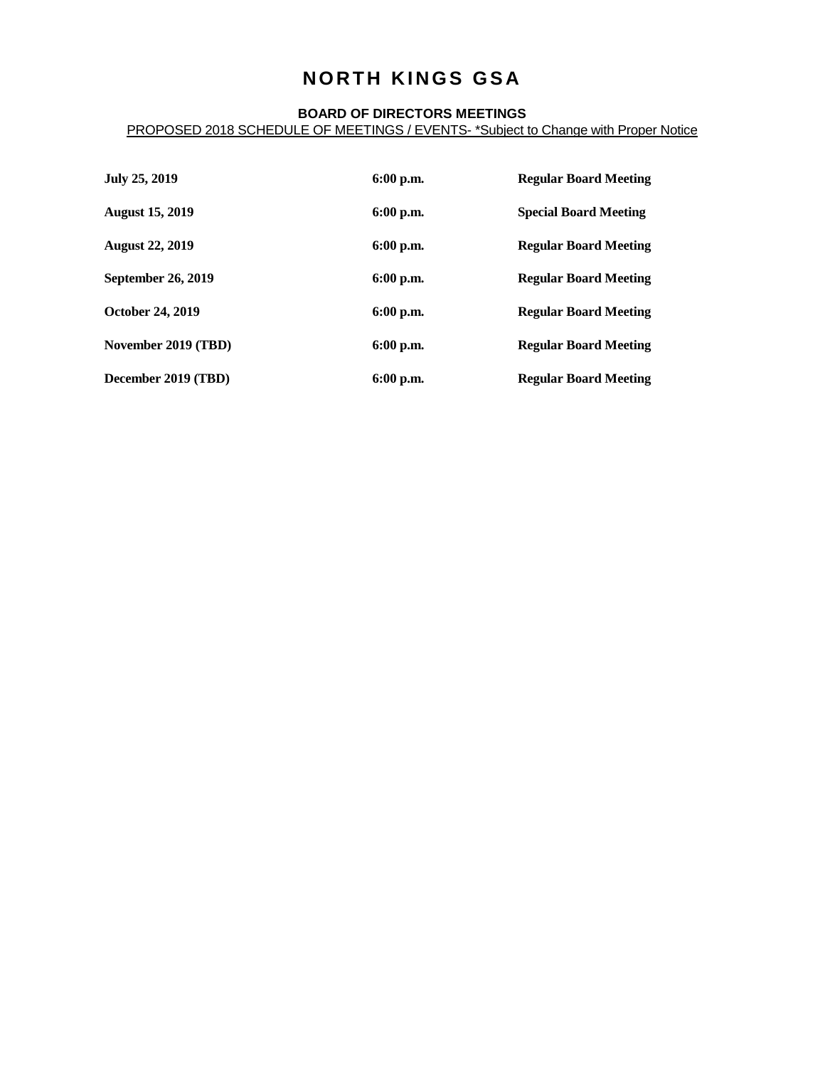# NORTH KINGS GSA

**BOARD OF DIRECTORS MEETINGS**

PROPOSED 2018 SCHEDULE OF MEETINGS / EVENTS- *Subject to Change with Proper Notice

| | | |
|---|---|---|
| **July 25, 2019** | **6:00 p.m.** | **Regular Board Meeting** |
| **August 15, 2019** | **6:00 p.m.** | **Special Board Meeting** |
| **August 22, 2019** | **6:00 p.m.** | **Regular Board Meeting** |
| **September 26, 2019** | **6:00 p.m.** | **Regular Board Meeting** |
| **October 24, 2019** | **6:00 p.m.** | **Regular Board Meeting** |
| **November 2019 (TBD)** | **6:00 p.m.** | **Regular Board Meeting** |
| **December 2019 (TBD)** | **6:00 p.m.** | **Regular Board Meeting** |